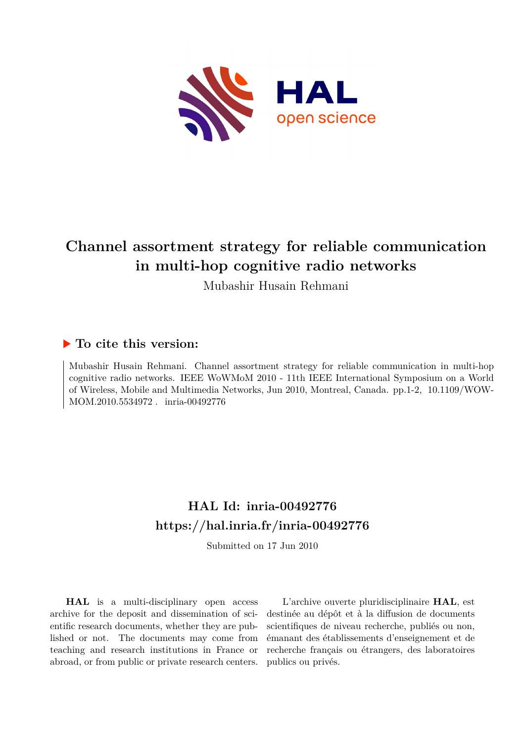# Channel assortment strategy for reliable communication in multi-hop cognitive radio networks

Mubashir Husain Rehmani

## To cite this version:

Mubashir Husain Rehmani. Channel assortment strategy for reliable communication in multi-hop cognitive radio networks. IEEE WoWMoM 2010 - 11th IEEE International Symposium on a World of Wireless, Mobile and Multimedia Networks, Jun 2010, Montreal, Canada. pp.1-2, 10.1109/WOW-MOM.2010.5534972 . inria-00492776

## HAL Id: inria-00492776
## https://hal.inria.fr/inria-00492776

Submitted on 17 Jun 2010

**HAL** is a multi-disciplinary open access archive for the deposit and dissemination of scientific research documents, whether they are published or not. The documents may come from teaching and research institutions in France or abroad, or from public or private research centers.

L'archive ouverte pluridisciplinaire **HAL**, est destinée au dépôt et à la diffusion de documents scientifiques de niveau recherche, publiés ou non, émanant des établissements d'enseignement et de recherche français ou étrangers, des laboratoires publics ou privés.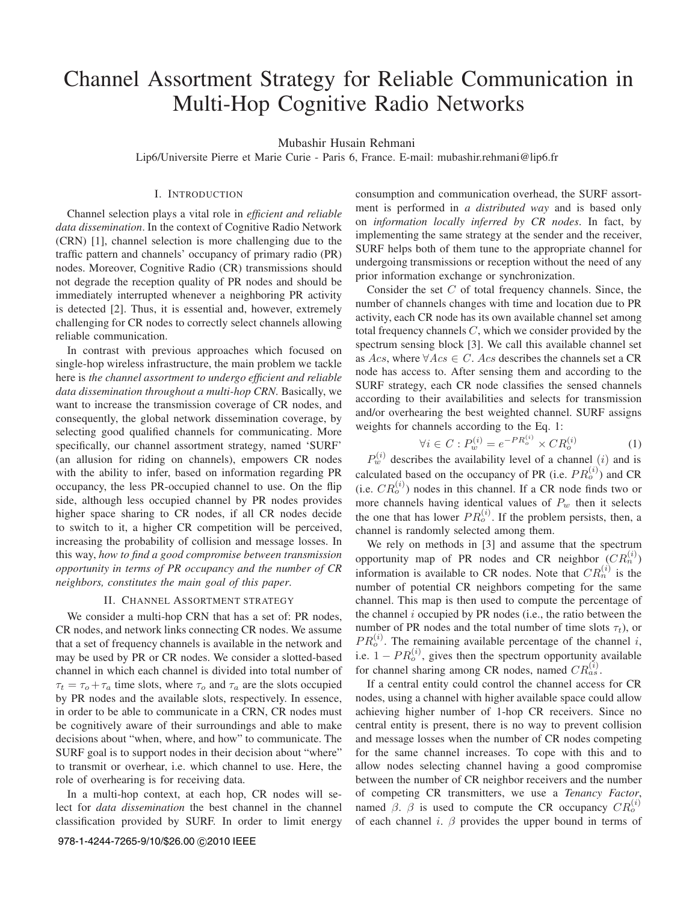# Channel Assortment Strategy for Reliable Communication in Multi-Hop Cognitive Radio Networks

Mubashir Husain Rehmani

Lip6/Universite Pierre et Marie Curie - Paris 6, France. E-mail: mubashir.rehmani@lip6.fr

## I. Introduction

Channel selection plays a vital role in *efficient and reliable data dissemination*. In the context of Cognitive Radio Network (CRN) [1], channel selection is more challenging due to the traffic pattern and channels' occupancy of primary radio (PR) nodes. Moreover, Cognitive Radio (CR) transmissions should not degrade the reception quality of PR nodes and should be immediately interrupted whenever a neighboring PR activity is detected [2]. Thus, it is essential and, however, extremely challenging for CR nodes to correctly select channels allowing reliable communication.

In contrast with previous approaches which focused on single-hop wireless infrastructure, the main problem we tackle here is *the channel assortment to undergo efficient and reliable data dissemination throughout a multi-hop CRN*. Basically, we want to increase the transmission coverage of CR nodes, and consequently, the global network dissemination coverage, by selecting good qualified channels for communicating. More specifically, our channel assortment strategy, named 'SURF' (an allusion for riding on channels), empowers CR nodes with the ability to infer, based on information regarding PR occupancy, the less PR-occupied channel to use. On the flip side, although less occupied channel by PR nodes provides higher space sharing to CR nodes, if all CR nodes decide to switch to it, a higher CR competition will be perceived, increasing the probability of collision and message losses. In this way, *how to find a good compromise between transmission opportunity in terms of PR occupancy and the number of CR neighbors, constitutes the main goal of this paper*.

## II. Channel Assortment strategy

We consider a multi-hop CRN that has a set of: PR nodes, CR nodes, and network links connecting CR nodes. We assume that a set of frequency channels is available in the network and may be used by PR or CR nodes. We consider a slotted-based channel in which each channel is divided into total number of $\tau_t = \tau_o + \tau_a$ time slots, where $\tau_o$ and $\tau_a$ are the slots occupied by PR nodes and the available slots, respectively. In essence, in order to be able to communicate in a CRN, CR nodes must be cognitively aware of their surroundings and able to make decisions about "when, where, and how" to communicate. The SURF goal is to support nodes in their decision about "where" to transmit or overhear, i.e. which channel to use. Here, the role of overhearing is for receiving data.

In a multi-hop context, at each hop, CR nodes will select for *data dissemination* the best channel in the channel classification provided by SURF. In order to limit energy consumption and communication overhead, the SURF assortment is performed in *a distributed way* and is based only on *information locally inferred by CR nodes*. In fact, by implementing the same strategy at the sender and the receiver, SURF helps both of them tune to the appropriate channel for undergoing transmissions or reception without the need of any prior information exchange or synchronization.

Consider the set $C$ of total frequency channels. Since, the number of channels changes with time and location due to PR activity, each CR node has its own available channel set among total frequency channels $C$, which we consider provided by the spectrum sensing block [3]. We call this available channel set as $Acs$, where $\forall Acs \in C$. $Acs$ describes the channels set a CR node has access to. After sensing them and according to the SURF strategy, each CR node classifies the sensed channels according to their availabilities and selects for transmission and/or overhearing the best weighted channel. SURF assigns weights for channels according to the Eq. 1:

$$\forall i \in C : P_w^{(i)} = e^{-PR_o^{(i)}} \times CR_o^{(i)} \tag{1}$$

$P_w^{(i)}$ describes the availability level of a channel $(i)$ and is calculated based on the occupancy of PR (i.e. $PR_o^{(i)}$) and CR (i.e. $CR_o^{(i)}$) nodes in this channel. If a CR node finds two or more channels having identical values of $P_w$ then it selects the one that has lower $PR_o^{(i)}$. If the problem persists, then, a channel is randomly selected among them.

We rely on methods in [3] and assume that the spectrum opportunity map of PR nodes and CR neighbor ($CR_n^{(i)}$) information is available to CR nodes. Note that $CR_n^{(i)}$ is the number of potential CR neighbors competing for the same channel. This map is then used to compute the percentage of the channel $i$ occupied by PR nodes (i.e., the ratio between the number of PR nodes and the total number of time slots $\tau_t$), or $PR_o^{(i)}$. The remaining available percentage of the channel $i$, i.e. $1 - PR_o^{(i)}$, gives then the spectrum opportunity available for channel sharing among CR nodes, named $CR_{as}^{(i)}$.

If a central entity could control the channel access for CR nodes, using a channel with higher available space could allow achieving higher number of 1-hop CR receivers. Since no central entity is present, there is no way to prevent collision and message losses when the number of CR nodes competing for the same channel increases. To cope with this and to allow nodes selecting channel having a good compromise between the number of CR neighbor receivers and the number of competing CR transmitters, we use a *Tenancy Factor*, named $\beta$. $\beta$ is used to compute the CR occupancy $CR_o^{(i)}$ of each channel $i$. $\beta$ provides the upper bound in terms of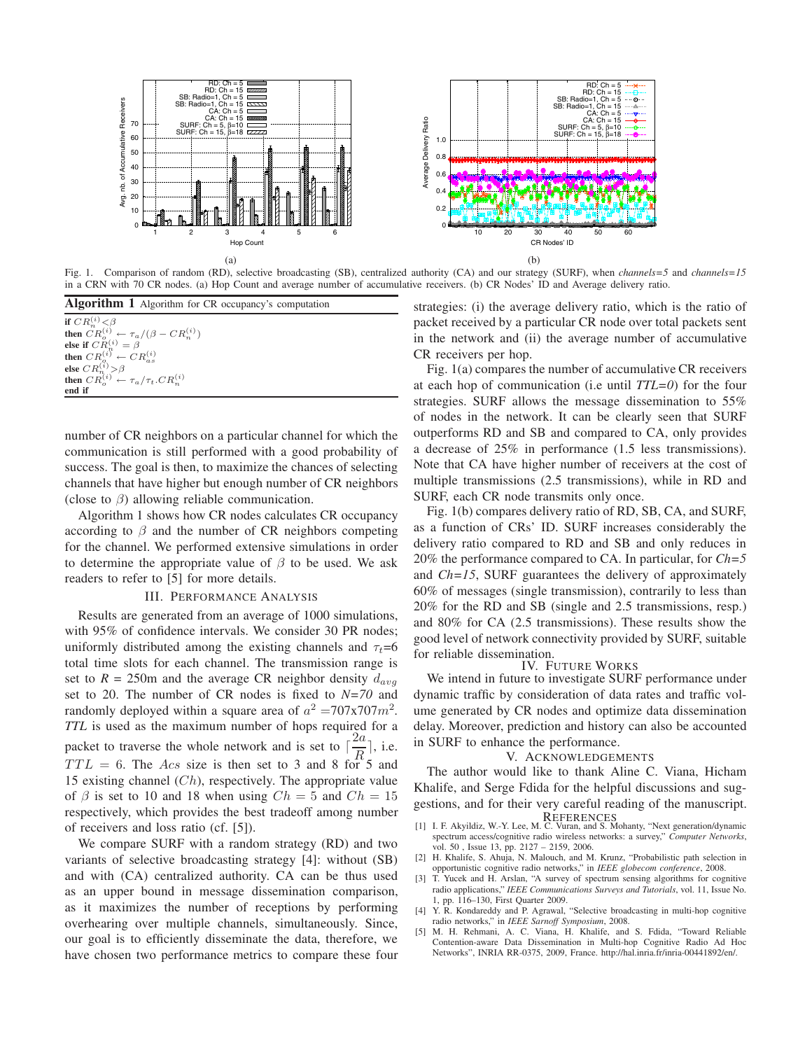Avg. nb. of Accumulative Receivers

RD: Ch = 5
RD: Ch = 15
SB: Radio=1, Ch = 5
SB: Radio=1, Ch = 15
CA: Ch = 5
CA: Ch = 15
SURF: Ch = 5, β=10
SURF: Ch = 15, β=18

0 10 20 30 40 50 60 70

1 2 3 4 5 6

Hop Count

(a)

Average Delivery Ratio

RD: Ch = 5
RD: Ch = 15
SB: Radio=1, Ch = 5
SB: Radio=1, Ch = 15
CA: Ch = 5
CA: Ch = 15
SURF: Ch = 5, β=10
SURF: Ch = 15, β=18

0 0.2 0.4 0.6 0.8 1.0

10 20 30 40 50 60

CR Nodes' ID

(b)

Fig. 1. Comparison of random (RD), selective broadcasting (SB), centralized authority (CA) and our strategy (SURF), when *channels=5* and *channels=15* in a CRN with 70 CR nodes. (a) Hop Count and average number of accumulative receivers. (b) CR Nodes' ID and Average delivery ratio.

**Algorithm 1** Algorithm for CR occupancy's computation

**if** $CR_n^{(i)} < \beta$
**then** $CR_o^{(i)} \leftarrow \tau_a/(\beta - CR_n^{(i)})$
**else if** $CR_n^{(i)} = \beta$
**then** $CR_o^{(i)} \leftarrow CR_{as}^{(i)}$
**else** $CR_n^{(i)} > \beta$
**then** $CR_o^{(i)} \leftarrow \tau_a/\tau_t.CR_n^{(i)}$
**end if**

number of CR neighbors on a particular channel for which the communication is still performed with a good probability of success. The goal is then, to maximize the chances of selecting channels that have higher but enough number of CR neighbors (close to $\beta$) allowing reliable communication.

Algorithm 1 shows how CR nodes calculates CR occupancy according to $\beta$ and the number of CR neighbors competing for the channel. We performed extensive simulations in order to determine the appropriate value of $\beta$ to be used. We ask readers to refer to [5] for more details.

## III. Performance Analysis

Results are generated from an average of 1000 simulations, with 95% of confidence intervals. We consider 30 PR nodes; uniformly distributed among the existing channels and $\tau_t$=6 total time slots for each channel. The transmission range is set to $R$ = 250m and the average CR neighbor density $d_{avg}$ set to 20. The number of CR nodes is fixed to $N$=70 and randomly deployed within a square area of $a^2$ =707x707$m^2$. *TTL* is used as the maximum number of hops required for a packet to traverse the whole network and is set to $\lceil \frac{2a}{R} \rceil$, i.e. $TTL$ = 6. The $Acs$ size is then set to 3 and 8 for 5 and 15 existing channel ($Ch$), respectively. The appropriate value of $\beta$ is set to 10 and 18 when using $Ch = 5$ and $Ch = 15$ respectively, which provides the best tradeoff among number of receivers and loss ratio (cf. [5]).

We compare SURF with a random strategy (RD) and two variants of selective broadcasting strategy [4]: without (SB) and with (CA) centralized authority. CA can be thus used as an upper bound in message dissemination comparison, as it maximizes the number of receptions by performing overhearing over multiple channels, simultaneously. Since, our goal is to efficiently disseminate the data, therefore, we have chosen two performance metrics to compare these four strategies: (i) the average delivery ratio, which is the ratio of packet received by a particular CR node over total packets sent in the network and (ii) the average number of accumulative CR receivers per hop.

Fig. 1(a) compares the number of accumulative CR receivers at each hop of communication (i.e until *TTL=0*) for the four strategies. SURF allows the message dissemination to 55% of nodes in the network. It can be clearly seen that SURF outperforms RD and SB and compared to CA, only provides a decrease of 25% in performance (1.5 less transmissions). Note that CA have higher number of receivers at the cost of multiple transmissions (2.5 transmissions), while in RD and SURF, each CR node transmits only once.

Fig. 1(b) compares delivery ratio of RD, SB, CA, and SURF, as a function of CRs' ID. SURF increases considerably the delivery ratio compared to RD and SB and only reduces in 20% the performance compared to CA. In particular, for *Ch=5* and *Ch=15*, SURF guarantees the delivery of approximately 60% of messages (single transmission), contrarily to less than 20% for the RD and SB (single and 2.5 transmissions, resp.) and 80% for CA (2.5 transmissions). These results show the good level of network connectivity provided by SURF, suitable for reliable dissemination.

## IV. Future Works

We intend in future to investigate SURF performance under dynamic traffic by consideration of data rates and traffic volume generated by CR nodes and optimize data dissemination delay. Moreover, prediction and history can also be accounted in SURF to enhance the performance.

## V. Acknowledgements

The author would like to thank Aline C. Viana, Hicham Khalife, and Serge Fdida for the helpful discussions and suggestions, and for their very careful reading of the manuscript.

## References

[1] I. F. Akyildiz, W.-Y. Lee, M. C. Vuran, and S. Mohanty, "Next generation/dynamic spectrum access/cognitive radio wireless networks: a survey," *Computer Networks*, vol. 50 , Issue 13, pp. 2127 – 2159, 2006.

[2] H. Khalife, S. Ahuja, N. Malouch, and M. Krunz, "Probabilistic path selection in opportunistic cognitive radio networks," in *IEEE globecom conference*, 2008.

[3] T. Yucek and H. Arslan, "A survey of spectrum sensing algorithms for cognitive radio applications," *IEEE Communications Surveys and Tutorials*, vol. 11, Issue No. 1, pp. 116–130, First Quarter 2009.

[4] Y. R. Kondareddy and P. Agrawal, "Selective broadcasting in multi-hop cognitive radio networks," in *IEEE Sarnoff Symposium*, 2008.

[5] M. H. Rehmani, A. C. Viana, H. Khalife, and S. Fdida, "Toward Reliable Contention-aware Data Dissemination in Multi-hop Cognitive Radio Ad Hoc Networks", INRIA RR-0375, 2009, France. http://hal.inria.fr/inria-00441892/en/.